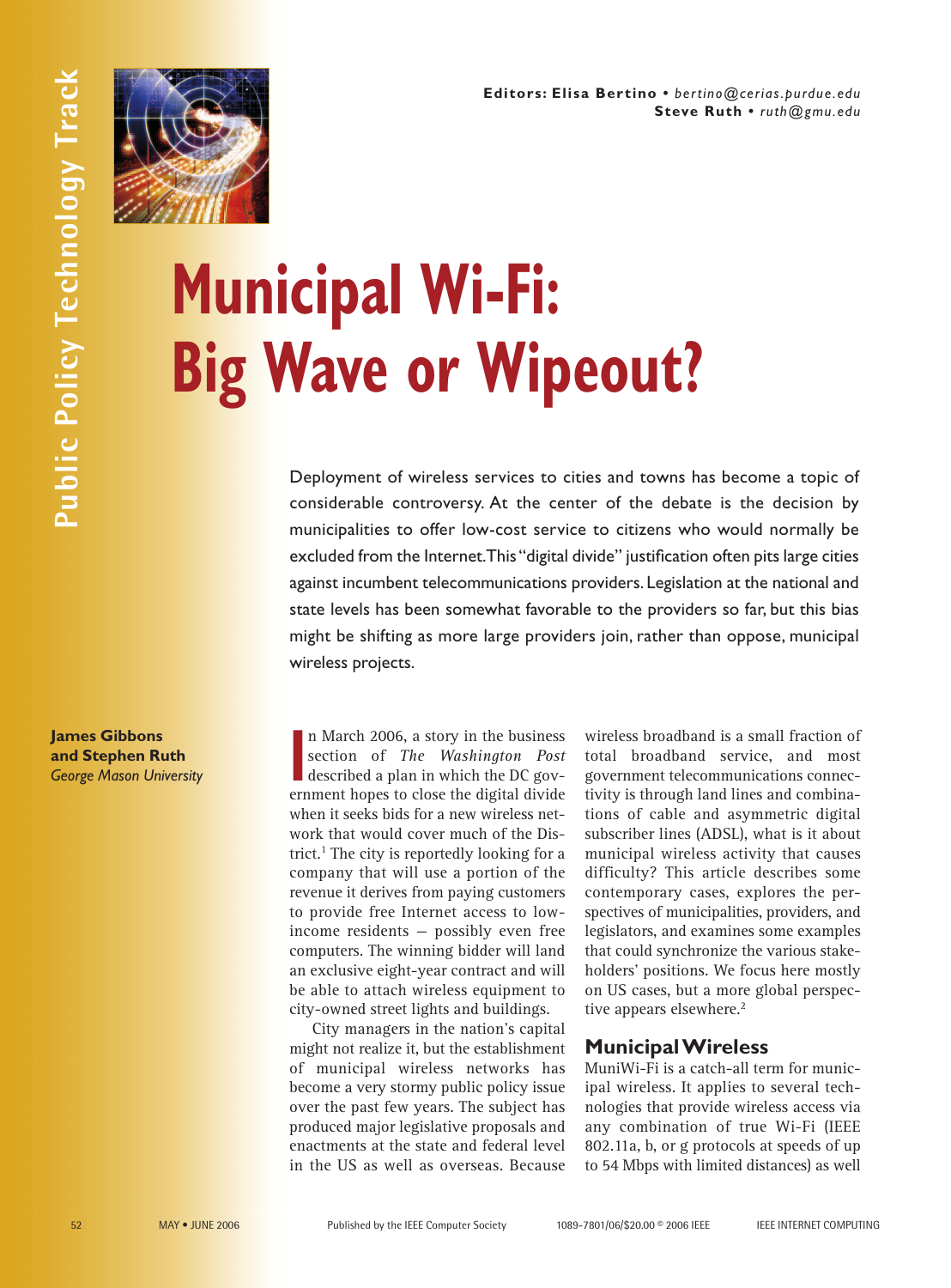Editors: Elisa Bertino • bertino@cerias.purdue.edu
Steve Ruth • ruth@gmu.edu

Public Policy Technology Track

# Municipal Wi-Fi: Big Wave or Wipeout?

Deployment of wireless services to cities and towns has become a topic of considerable controversy. At the center of the debate is the decision by municipalities to offer low-cost service to citizens who would normally be excluded from the Internet. This "digital divide" justification often pits large cities against incumbent telecommunications providers. Legislation at the national and state levels has been somewhat favorable to the providers so far, but this bias might be shifting as more large providers join, rather than oppose, municipal wireless projects.

**James Gibbons and Stephen Ruth**
*George Mason University*

In March 2006, a story in the business section of *The Washington Post* described a plan in which the DC government hopes to close the digital divide when it seeks bids for a new wireless network that would cover much of the District.[1] The city is reportedly looking for a company that will use a portion of the revenue it derives from paying customers to provide free Internet access to low-income residents – possibly even free computers. The winning bidder will land an exclusive eight-year contract and will be able to attach wireless equipment to city-owned street lights and buildings.

City managers in the nation's capital might not realize it, but the establishment of municipal wireless networks has become a very stormy public policy issue over the past few years. The subject has produced major legislative proposals and enactments at the state and federal level in the US as well as overseas. Because wireless broadband is a small fraction of total broadband service, and most government telecommunications connectivity is through land lines and combinations of cable and asymmetric digital subscriber lines (ADSL), what is it about municipal wireless activity that causes difficulty? This article describes some contemporary cases, explores the perspectives of municipalities, providers, and legislators, and examines some examples that could synchronize the various stakeholders' positions. We focus here mostly on US cases, but a more global perspective appears elsewhere.[2]

## Municipal Wireless

MuniWi-Fi is a catch-all term for municipal wireless. It applies to several technologies that provide wireless access via any combination of true Wi-Fi (IEEE 802.11a, b, or g protocols at speeds of up to 54 Mbps with limited distances) as well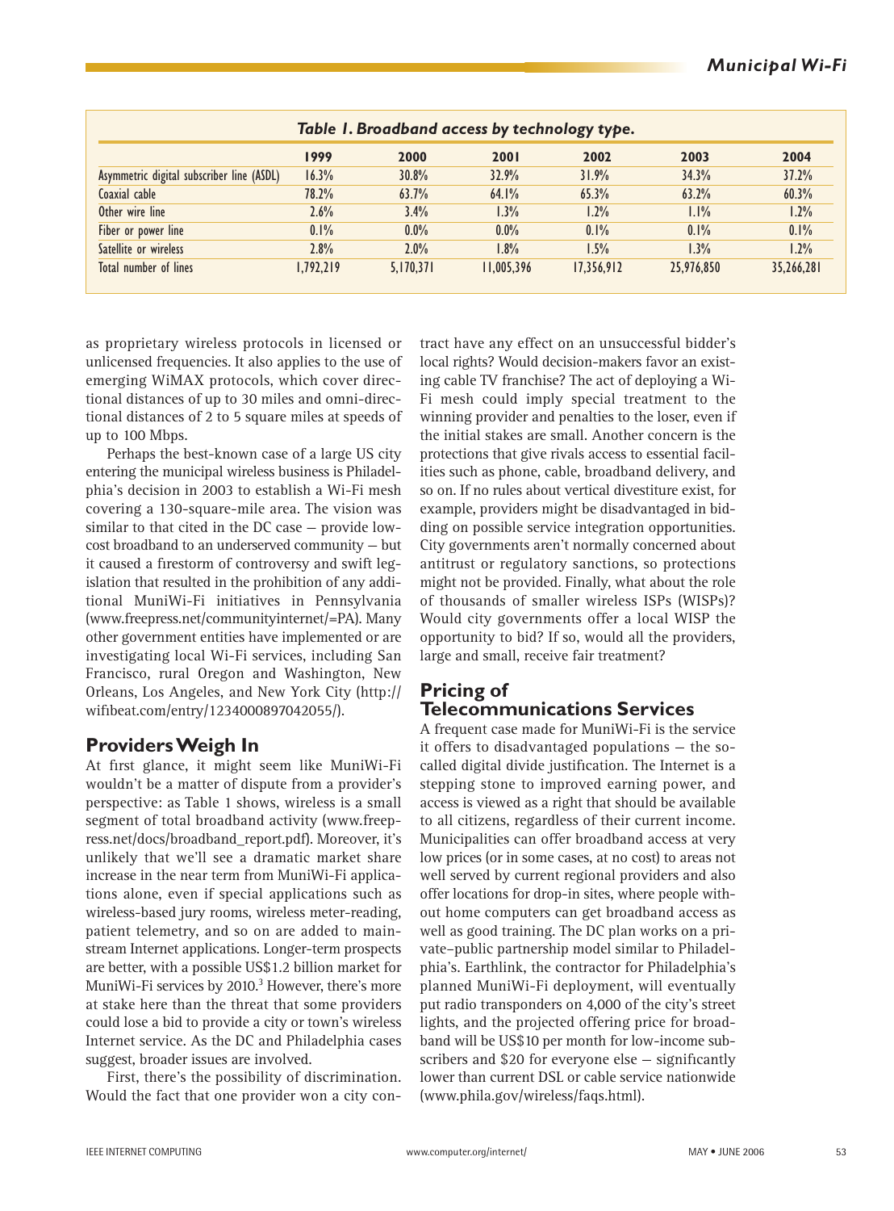*Table 1. Broadband access by technology type.*

| | 1999 | 2000 | 2001 | 2002 | 2003 | 2004 |
|---|---|---|---|---|---|---|
| Asymmetric digital subscriber line (ASDL) | 16.3% | 30.8% | 32.9% | 31.9% | 34.3% | 37.2% |
| Coaxial cable | 78.2% | 63.7% | 64.1% | 65.3% | 63.2% | 60.3% |
| Other wire line | 2.6% | 3.4% | 1.3% | 1.2% | 1.1% | 1.2% |
| Fiber or power line | 0.1% | 0.0% | 0.0% | 0.1% | 0.1% | 0.1% |
| Satellite or wireless | 2.8% | 2.0% | 1.8% | 1.5% | 1.3% | 1.2% |
| Total number of lines | 1,792,219 | 5,170,371 | 11,005,396 | 17,356,912 | 25,976,850 | 35,266,281 |

as proprietary wireless protocols in licensed or unlicensed frequencies. It also applies to the use of emerging WiMAX protocols, which cover directional distances of up to 30 miles and omni-directional distances of 2 to 5 square miles at speeds of up to 100 Mbps.

Perhaps the best-known case of a large US city entering the municipal wireless business is Philadelphia's decision in 2003 to establish a Wi-Fi mesh covering a 130-square-mile area. The vision was similar to that cited in the DC case — provide low-cost broadband to an underserved community — but it caused a firestorm of controversy and swift legislation that resulted in the prohibition of any additional MuniWi-Fi initiatives in Pennsylvania (www.freepress.net/communityinternet/=PA). Many other government entities have implemented or are investigating local Wi-Fi services, including San Francisco, rural Oregon and Washington, New Orleans, Los Angeles, and New York City (http://wifibeat.com/entry/1234000897042055/).

## Providers Weigh In

At first glance, it might seem like MuniWi-Fi wouldn't be a matter of dispute from a provider's perspective: as Table 1 shows, wireless is a small segment of total broadband activity (www.freepress.net/docs/broadband_report.pdf). Moreover, it's unlikely that we'll see a dramatic market share increase in the near term from MuniWi-Fi applications alone, even if special applications such as wireless-based jury rooms, wireless meter-reading, patient telemetry, and so on are added to mainstream Internet applications. Longer-term prospects are better, with a possible US$1.2 billion market for MuniWi-Fi services by 2010.[3] However, there's more at stake here than the threat that some providers could lose a bid to provide a city or town's wireless Internet service. As the DC and Philadelphia cases suggest, broader issues are involved.

First, there's the possibility of discrimination. Would the fact that one provider won a city contract have any effect on an unsuccessful bidder's local rights? Would decision-makers favor an existing cable TV franchise? The act of deploying a Wi-Fi mesh could imply special treatment to the winning provider and penalties to the loser, even if the initial stakes are small. Another concern is the protections that give rivals access to essential facilities such as phone, cable, broadband delivery, and so on. If no rules about vertical divestiture exist, for example, providers might be disadvantaged in bidding on possible service integration opportunities. City governments aren't normally concerned about antitrust or regulatory sanctions, so protections might not be provided. Finally, what about the role of thousands of smaller wireless ISPs (WISPs)? Would city governments offer a local WISP the opportunity to bid? If so, would all the providers, large and small, receive fair treatment?

## Pricing of Telecommunications Services

A frequent case made for MuniWi-Fi is the service it offers to disadvantaged populations — the so-called digital divide justification. The Internet is a stepping stone to improved earning power, and access is viewed as a right that should be available to all citizens, regardless of their current income. Municipalities can offer broadband access at very low prices (or in some cases, at no cost) to areas not well served by current regional providers and also offer locations for drop-in sites, where people without home computers can get broadband access as well as good training. The DC plan works on a private–public partnership model similar to Philadelphia's. Earthlink, the contractor for Philadelphia's planned MuniWi-Fi deployment, will eventually put radio transponders on 4,000 of the city's street lights, and the projected offering price for broadband will be US$10 per month for low-income subscribers and $20 for everyone else — significantly lower than current DSL or cable service nationwide (www.phila.gov/wireless/faqs.html).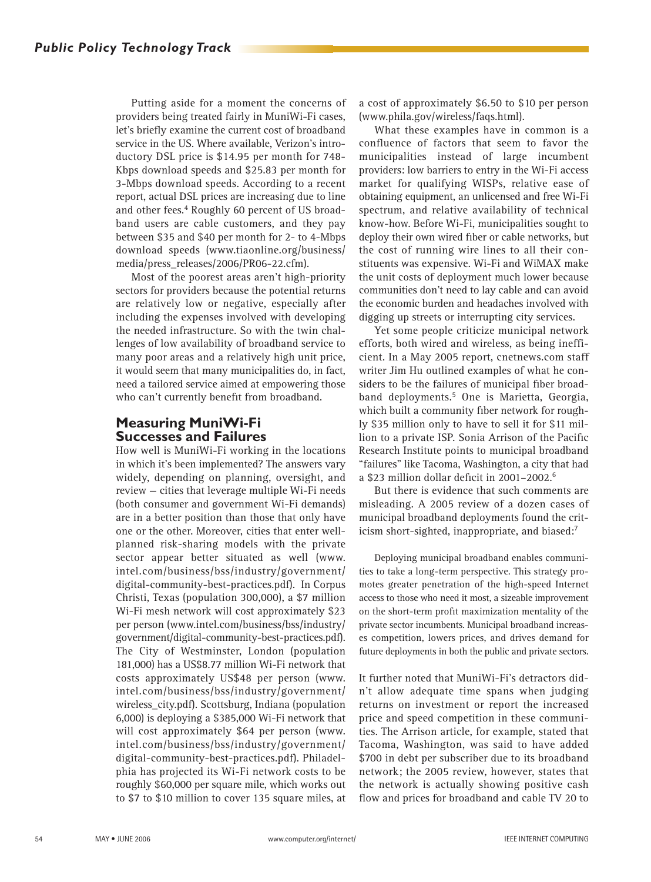Putting aside for a moment the concerns of providers being treated fairly in MuniWi-Fi cases, let's briefly examine the current cost of broadband service in the US. Where available, Verizon's introductory DSL price is $14.95 per month for 748-Kbps download speeds and $25.83 per month for 3-Mbps download speeds. According to a recent report, actual DSL prices are increasing due to line and other fees.[4] Roughly 60 percent of US broadband users are cable customers, and they pay between $35 and $40 per month for 2- to 4-Mbps download speeds (www.tiaonline.org/business/media/press_releases/2006/PR06-22.cfm).

Most of the poorest areas aren't high-priority sectors for providers because the potential returns are relatively low or negative, especially after including the expenses involved with developing the needed infrastructure. So with the twin challenges of low availability of broadband service to many poor areas and a relatively high unit price, it would seem that many municipalities do, in fact, need a tailored service aimed at empowering those who can't currently benefit from broadband.

## Measuring MuniWi-Fi Successes and Failures

How well is MuniWi-Fi working in the locations in which it's been implemented? The answers vary widely, depending on planning, oversight, and review — cities that leverage multiple Wi-Fi needs (both consumer and government Wi-Fi demands) are in a better position than those that only have one or the other. Moreover, cities that enter well-planned risk-sharing models with the private sector appear better situated as well (www.intel.com/business/bss/industry/government/digital-community-best-practices.pdf). In Corpus Christi, Texas (population 300,000), a $7 million Wi-Fi mesh network will cost approximately $23 per person (www.intel.com/business/bss/industry/government/digital-community-best-practices.pdf). The City of Westminster, London (population 181,000) has a US$8.77 million Wi-Fi network that costs approximately US$48 per person (www.intel.com/business/bss/industry/government/wireless_city.pdf). Scottsburg, Indiana (population 6,000) is deploying a $385,000 Wi-Fi network that will cost approximately $64 per person (www.intel.com/business/bss/industry/government/digital-community-best-practices.pdf). Philadelphia has projected its Wi-Fi network costs to be roughly $60,000 per square mile, which works out to $7 to $10 million to cover 135 square miles, at a cost of approximately $6.50 to $10 per person (www.phila.gov/wireless/faqs.html).

What these examples have in common is a confluence of factors that seem to favor the municipalities instead of large incumbent providers: low barriers to entry in the Wi-Fi access market for qualifying WISPs, relative ease of obtaining equipment, an unlicensed and free Wi-Fi spectrum, and relative availability of technical know-how. Before Wi-Fi, municipalities sought to deploy their own wired fiber or cable networks, but the cost of running wire lines to all their constituents was expensive. Wi-Fi and WiMAX make the unit costs of deployment much lower because communities don't need to lay cable and can avoid the economic burden and headaches involved with digging up streets or interrupting city services.

Yet some people criticize municipal network efforts, both wired and wireless, as being inefficient. In a May 2005 report, cnetnews.com staff writer Jim Hu outlined examples of what he considers to be the failures of municipal fiber broadband deployments.[5] One is Marietta, Georgia, which built a community fiber network for roughly $35 million only to have to sell it for $11 million to a private ISP. Sonia Arrison of the Pacific Research Institute points to municipal broadband "failures" like Tacoma, Washington, a city that had a $23 million dollar deficit in 2001–2002.[6]

But there is evidence that such comments are misleading. A 2005 review of a dozen cases of municipal broadband deployments found the criticism short-sighted, inappropriate, and biased:[7]

> Deploying municipal broadband enables communities to take a long-term perspective. This strategy promotes greater penetration of the high-speed Internet access to those who need it most, a sizeable improvement on the short-term profit maximization mentality of the private sector incumbents. Municipal broadband increases competition, lowers prices, and drives demand for future deployments in both the public and private sectors.

It further noted that MuniWi-Fi's detractors didn't allow adequate time spans when judging returns on investment or report the increased price and speed competition in these communities. The Arrison article, for example, stated that Tacoma, Washington, was said to have added $700 in debt per subscriber due to its broadband network; the 2005 review, however, states that the network is actually showing positive cash flow and prices for broadband and cable TV 20 to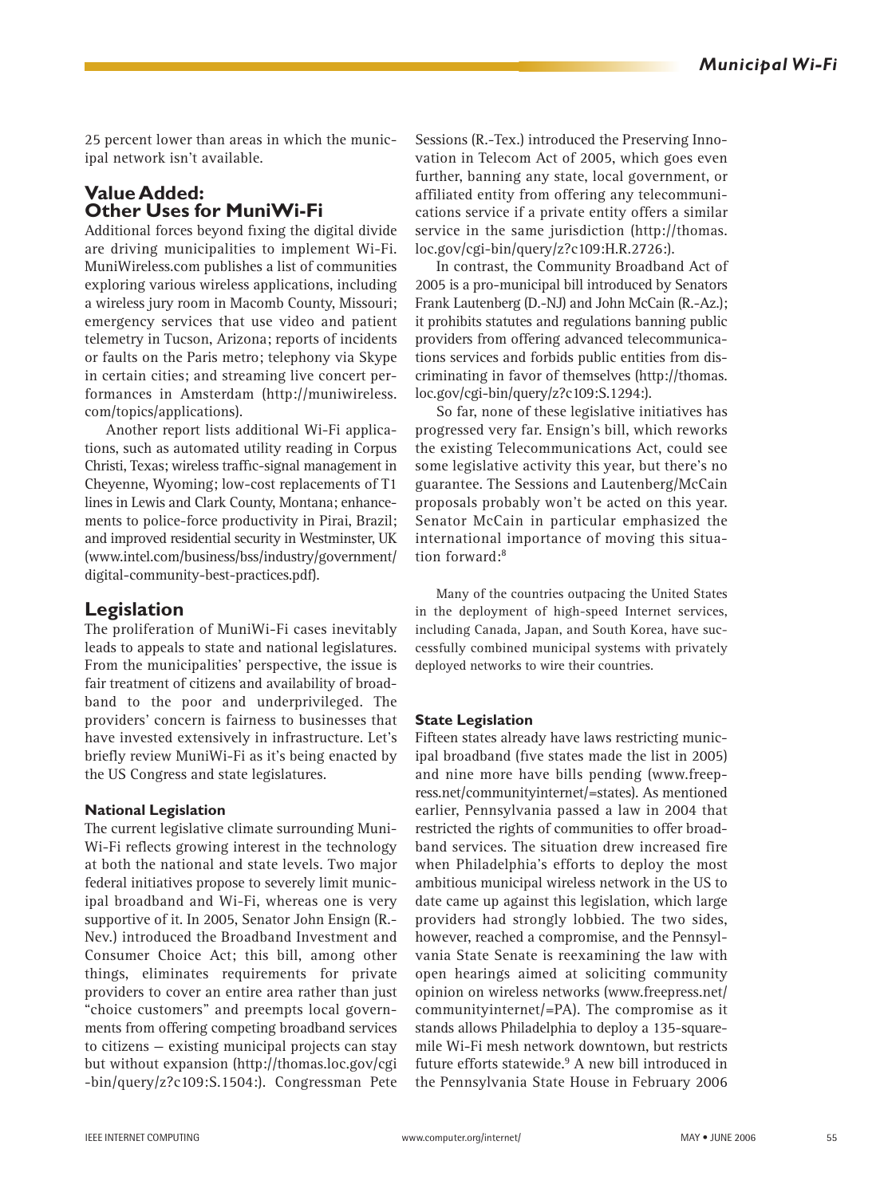25 percent lower than areas in which the municipal network isn't available.

## Value Added: Other Uses for MuniWi-Fi

Additional forces beyond fixing the digital divide are driving municipalities to implement Wi-Fi. MuniWireless.com publishes a list of communities exploring various wireless applications, including a wireless jury room in Macomb County, Missouri; emergency services that use video and patient telemetry in Tucson, Arizona; reports of incidents or faults on the Paris metro; telephony via Skype in certain cities; and streaming live concert performances in Amsterdam (http://muniwireless.com/topics/applications).

Another report lists additional Wi-Fi applications, such as automated utility reading in Corpus Christi, Texas; wireless traffic-signal management in Cheyenne, Wyoming; low-cost replacements of T1 lines in Lewis and Clark County, Montana; enhancements to police-force productivity in Pirai, Brazil; and improved residential security in Westminster, UK (www.intel.com/business/bss/industry/government/digital-community-best-practices.pdf).

## Legislation

The proliferation of MuniWi-Fi cases inevitably leads to appeals to state and national legislatures. From the municipalities' perspective, the issue is fair treatment of citizens and availability of broadband to the poor and underprivileged. The providers' concern is fairness to businesses that have invested extensively in infrastructure. Let's briefly review MuniWi-Fi as it's being enacted by the US Congress and state legislatures.

### National Legislation

The current legislative climate surrounding MuniWi-Fi reflects growing interest in the technology at both the national and state levels. Two major federal initiatives propose to severely limit municipal broadband and Wi-Fi, whereas one is very supportive of it. In 2005, Senator John Ensign (R.-Nev.) introduced the Broadband Investment and Consumer Choice Act; this bill, among other things, eliminates requirements for private providers to cover an entire area rather than just "choice customers" and preempts local governments from offering competing broadband services to citizens — existing municipal projects can stay but without expansion (http://thomas.loc.gov/cgi-bin/query/z?c109:S.1504:). Congressman Pete Sessions (R.-Tex.) introduced the Preserving Innovation in Telecom Act of 2005, which goes even further, banning any state, local government, or affiliated entity from offering any telecommunications service if a private entity offers a similar service in the same jurisdiction (http://thomas.loc.gov/cgi-bin/query/z?c109:H.R.2726:).

In contrast, the Community Broadband Act of 2005 is a pro-municipal bill introduced by Senators Frank Lautenberg (D.-NJ) and John McCain (R.-Az.); it prohibits statutes and regulations banning public providers from offering advanced telecommunications services and forbids public entities from discriminating in favor of themselves (http://thomas.loc.gov/cgi-bin/query/z?c109:S.1294:).

So far, none of these legislative initiatives has progressed very far. Ensign's bill, which reworks the existing Telecommunications Act, could see some legislative activity this year, but there's no guarantee. The Sessions and Lautenberg/McCain proposals probably won't be acted on this year. Senator McCain in particular emphasized the international importance of moving this situation forward:[8]

> Many of the countries outpacing the United States in the deployment of high-speed Internet services, including Canada, Japan, and South Korea, have successfully combined municipal systems with privately deployed networks to wire their countries.

### State Legislation

Fifteen states already have laws restricting municipal broadband (five states made the list in 2005) and nine more have bills pending (www.freepress.net/communityinternet/=states). As mentioned earlier, Pennsylvania passed a law in 2004 that restricted the rights of communities to offer broadband services. The situation drew increased fire when Philadelphia's efforts to deploy the most ambitious municipal wireless network in the US to date came up against this legislation, which large providers had strongly lobbied. The two sides, however, reached a compromise, and the Pennsylvania State Senate is reexamining the law with open hearings aimed at soliciting community opinion on wireless networks (www.freepress.net/communityinternet/=PA). The compromise as it stands allows Philadelphia to deploy a 135-square-mile Wi-Fi mesh network downtown, but restricts future efforts statewide.[9] A new bill introduced in the Pennsylvania State House in February 2006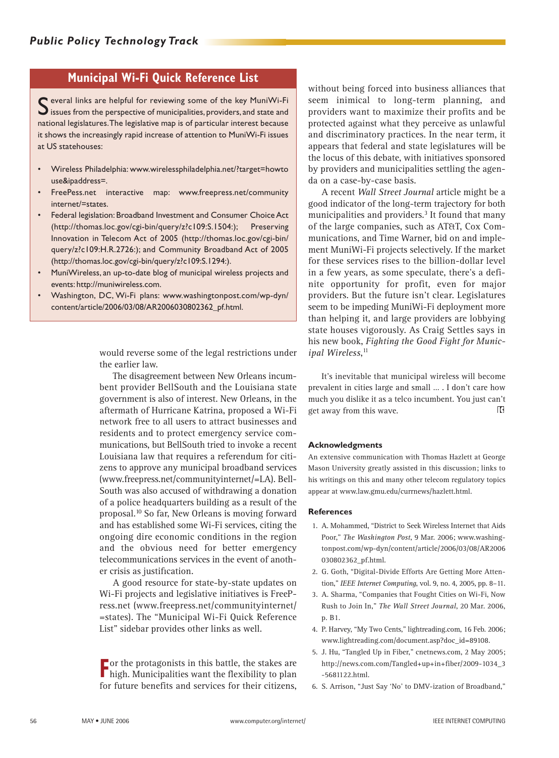## Municipal Wi-Fi Quick Reference List

Several links are helpful for reviewing some of the key MuniWi-Fi issues from the perspective of municipalities, providers, and state and national legislatures. The legislative map is of particular interest because it shows the increasingly rapid increase of attention to MuniWi-Fi issues at US statehouses:

- Wireless Philadelphia: www.wirelessphiladelphia.net/?target=howtouse&ipaddress=.
- FreePess.net interactive map: www.freepress.net/communityinternet/=states.
- Federal legislation: Broadband Investment and Consumer Choice Act (http://thomas.loc.gov/cgi-bin/query/z?c109:S.1504:); Preserving Innovation in Telecom Act of 2005 (http://thomas.loc.gov/cgi-bin/query/z?c109:H.R.2726:); and Community Broadband Act of 2005 (http://thomas.loc.gov/cgi-bin/query/z?c109:S.1294:).
- MuniWireless, an up-to-date blog of municipal wireless projects and events: http://muniwireless.com.
- Washington, DC, Wi-Fi plans: www.washingtonpost.com/wp-dyn/content/article/2006/03/08/AR2006030802362_pf.html.

would reverse some of the legal restrictions under the earlier law.

The disagreement between New Orleans incumbent provider BellSouth and the Louisiana state government is also of interest. New Orleans, in the aftermath of Hurricane Katrina, proposed a Wi-Fi network free to all users to attract businesses and residents and to protect emergency service communications, but BellSouth tried to invoke a recent Louisiana law that requires a referendum for citizens to approve any municipal broadband services (www.freepress.net/communityinternet/=LA). BellSouth was also accused of withdrawing a donation of a police headquarters building as a result of the proposal.[10] So far, New Orleans is moving forward and has established some Wi-Fi services, citing the ongoing dire economic conditions in the region and the obvious need for better emergency telecommunications services in the event of another crisis as justification.

A good resource for state-by-state updates on Wi-Fi projects and legislative initiatives is FreePress.net (www.freepress.net/communityinternet/=states). The "Municipal Wi-Fi Quick Reference List" sidebar provides other links as well.

For the protagonists in this battle, the stakes are high. Municipalities want the flexibility to plan for future benefits and services for their citizens, without being forced into business alliances that seem inimical to long-term planning, and providers want to maximize their profits and be protected against what they perceive as unlawful and discriminatory practices. In the near term, it appears that federal and state legislatures will be the locus of this debate, with initiatives sponsored by providers and municipalities settling the agenda on a case-by-case basis.

A recent *Wall Street Journal* article might be a good indicator of the long-term trajectory for both municipalities and providers.[3] It found that many of the large companies, such as AT&T, Cox Communications, and Time Warner, bid on and implement MuniWi-Fi projects selectively. If the market for these services rises to the billion-dollar level in a few years, as some speculate, there's a definite opportunity for profit, even for major providers. But the future isn't clear. Legislatures seem to be impeding MuniWi-Fi deployment more than helping it, and large providers are lobbying state houses vigorously. As Craig Settles says in his new book, *Fighting the Good Fight for Municipal Wireless*,[11]

> It's inevitable that municipal wireless will become prevalent in cities large and small ... . I don't care how much you dislike it as a telco incumbent. You just can't get away from this wave.

### Acknowledgments

An extensive communication with Thomas Hazlett at George Mason University greatly assisted in this discussion; links to his writings on this and many other telecom regulatory topics appear at www.law.gmu.edu/currnews/hazlett.html.

### References

1. A. Mohammed, "District to Seek Wireless Internet that Aids Poor," *The Washington Post*, 9 Mar. 2006; www.washingtonpost.com/wp-dyn/content/article/2006/03/08/AR2006030802362_pf.html.
2. G. Goth, "Digital-Divide Efforts Are Getting More Attention," *IEEE Internet Computing*, vol. 9, no. 4, 2005, pp. 8–11.
3. A. Sharma, "Companies that Fought Cities on Wi-Fi, Now Rush to Join In," *The Wall Street Journal*, 20 Mar. 2006, p. B1.
4. P. Harvey, "My Two Cents," lightreading.com, 16 Feb. 2006; www.lightreading.com/document.asp?doc_id=89108.
5. J. Hu, "Tangled Up in Fiber," cnetnews.com, 2 May 2005; http://news.com.com/Tangled+up+in+fiber/2009-1034_3-5681122.html.
6. S. Arrison, "Just Say 'No' to DMV-ization of Broadband,"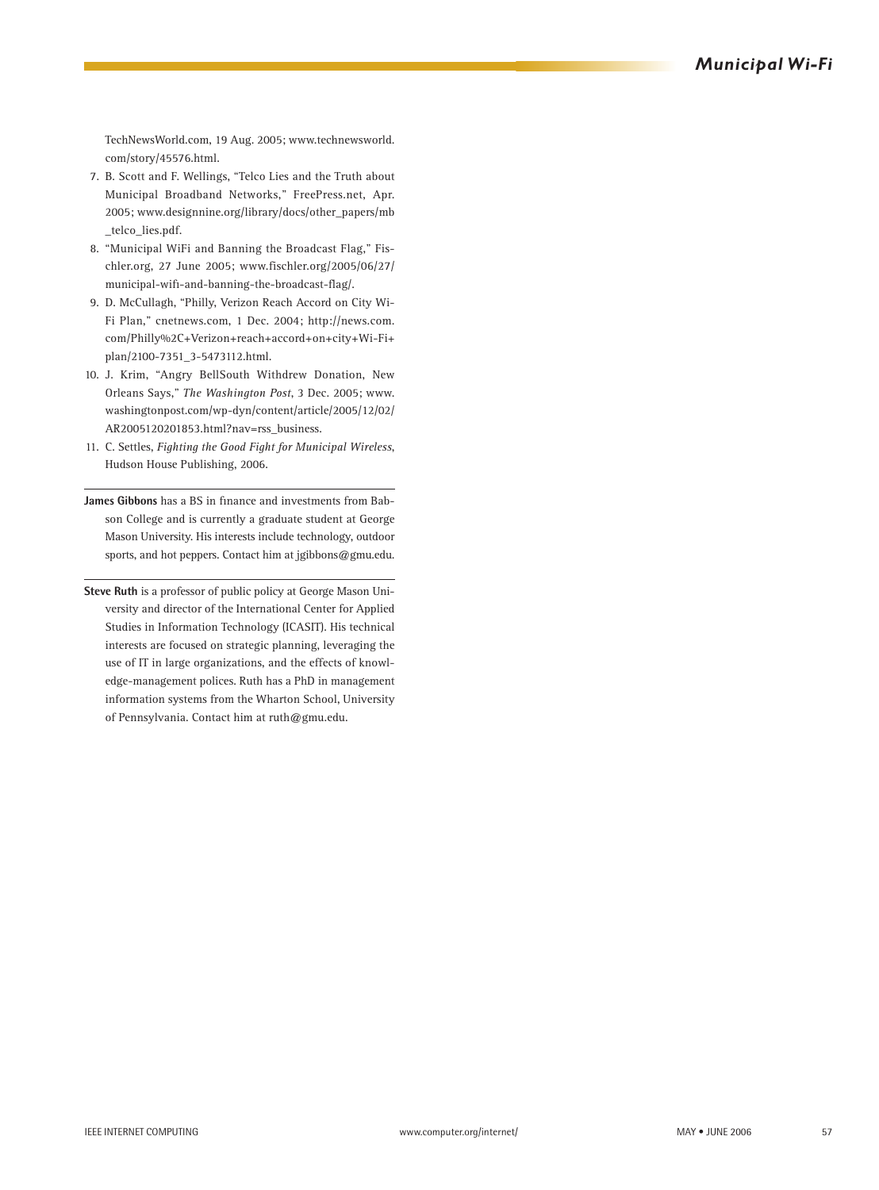TechNewsWorld.com, 19 Aug. 2005; www.technewsworld.com/story/45576.html.

7. B. Scott and F. Wellings, "Telco Lies and the Truth about Municipal Broadband Networks," FreePress.net, Apr. 2005; www.designnine.org/library/docs/other_papers/mb_telco_lies.pdf.
8. "Municipal WiFi and Banning the Broadcast Flag," Fischler.org, 27 June 2005; www.fischler.org/2005/06/27/municipal-wifi-and-banning-the-broadcast-flag/.
9. D. McCullagh, "Philly, Verizon Reach Accord on City Wi-Fi Plan," cnetnews.com, 1 Dec. 2004; http://news.com.com/Philly%2C+Verizon+reach+accord+on+city+Wi-Fi+plan/2100-7351_3-5473112.html.
10. J. Krim, "Angry BellSouth Withdrew Donation, New Orleans Says," *The Washington Post*, 3 Dec. 2005; www.washingtonpost.com/wp-dyn/content/article/2005/12/02/AR2005120201853.html?nav=rss_business.
11. C. Settles, *Fighting the Good Fight for Municipal Wireless*, Hudson House Publishing, 2006.

---

**James Gibbons** has a BS in finance and investments from Babson College and is currently a graduate student at George Mason University. His interests include technology, outdoor sports, and hot peppers. Contact him at jgibbons@gmu.edu.

---

**Steve Ruth** is a professor of public policy at George Mason University and director of the International Center for Applied Studies in Information Technology (ICASIT). His technical interests are focused on strategic planning, leveraging the use of IT in large organizations, and the effects of knowledge-management polices. Ruth has a PhD in management information systems from the Wharton School, University of Pennsylvania. Contact him at ruth@gmu.edu.